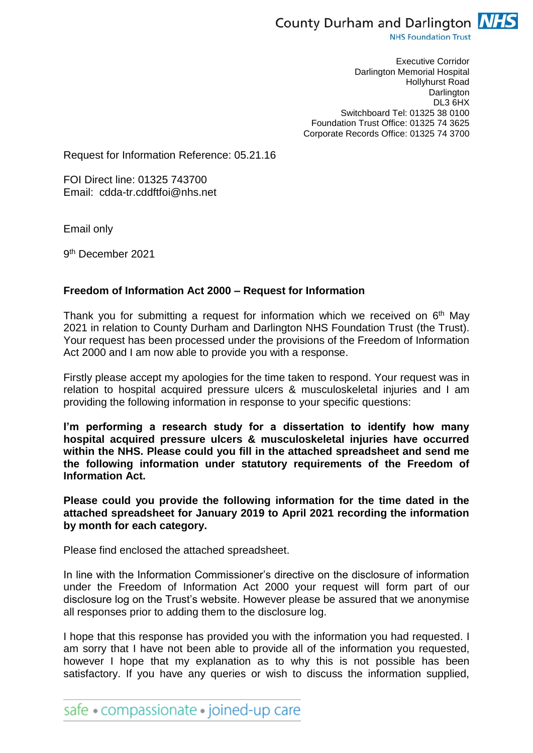County Durham and Darlington NHS
NHS Foundation Trust

Executive Corridor
Darlington Memorial Hospital
Hollyhurst Road
Darlington
DL3 6HX
Switchboard Tel: 01325 38 0100
Foundation Trust Office: 01325 74 3625
Corporate Records Office: 01325 74 3700

Request for Information Reference: 05.21.16

FOI Direct line: 01325 743700
Email: cdda-tr.cddftfoi@nhs.net

Email only

9th December 2021

**Freedom of Information Act 2000 – Request for Information**

Thank you for submitting a request for information which we received on 6th May 2021 in relation to County Durham and Darlington NHS Foundation Trust (the Trust). Your request has been processed under the provisions of the Freedom of Information Act 2000 and I am now able to provide you with a response.

Firstly please accept my apologies for the time taken to respond. Your request was in relation to hospital acquired pressure ulcers & musculoskeletal injuries and I am providing the following information in response to your specific questions:

**I'm performing a research study for a dissertation to identify how many hospital acquired pressure ulcers & musculoskeletal injuries have occurred within the NHS. Please could you fill in the attached spreadsheet and send me the following information under statutory requirements of the Freedom of Information Act.**

**Please could you provide the following information for the time dated in the attached spreadsheet for January 2019 to April 2021 recording the information by month for each category.**

Please find enclosed the attached spreadsheet.

In line with the Information Commissioner's directive on the disclosure of information under the Freedom of Information Act 2000 your request will form part of our disclosure log on the Trust's website. However please be assured that we anonymise all responses prior to adding them to the disclosure log.

I hope that this response has provided you with the information you had requested. I am sorry that I have not been able to provide all of the information you requested, however I hope that my explanation as to why this is not possible has been satisfactory. If you have any queries or wish to discuss the information supplied,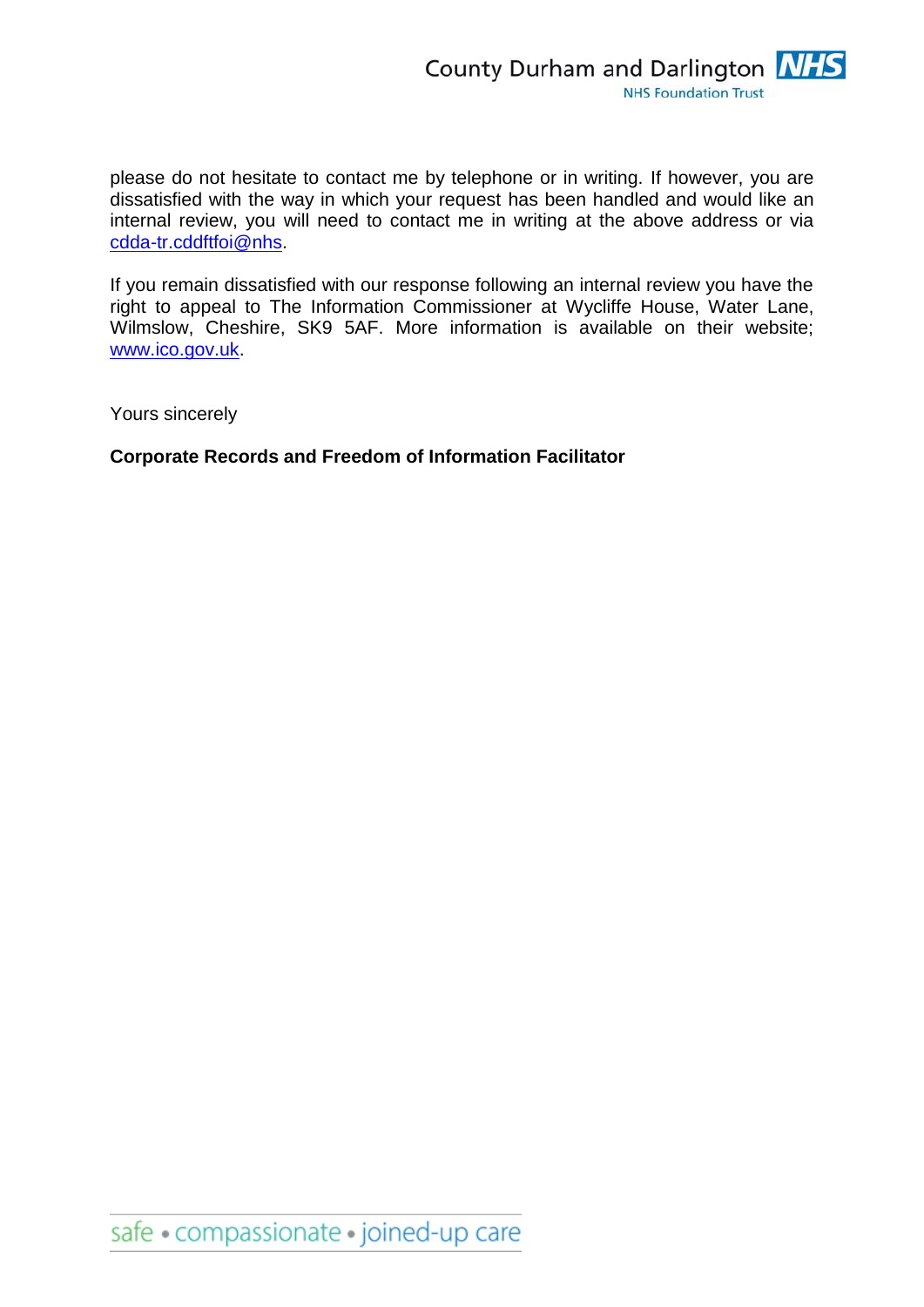please do not hesitate to contact me by telephone or in writing. If however, you are dissatisfied with the way in which your request has been handled and would like an internal review, you will need to contact me in writing at the above address or via cdda-tr.cddftfoi@nhs.

If you remain dissatisfied with our response following an internal review you have the right to appeal to The Information Commissioner at Wycliffe House, Water Lane, Wilmslow, Cheshire, SK9 5AF. More information is available on their website; www.ico.gov.uk.

Yours sincerely

**Corporate Records and Freedom of Information Facilitator**